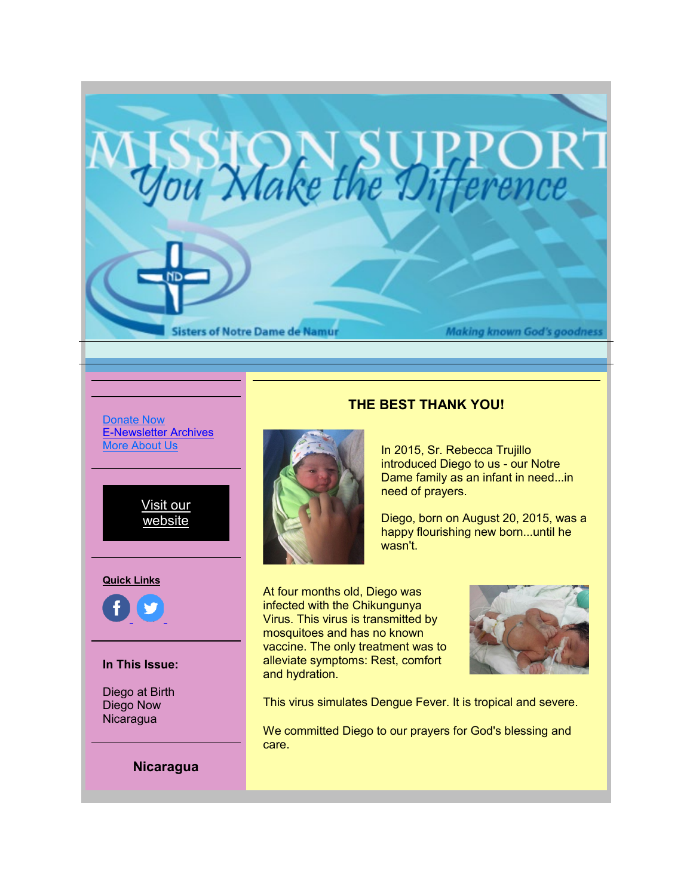# MISSION SUPPORT

*You Make the Difference*

Sisters of Notre Dame de Namur — *Making known God's goodness*

Donate Now
E-Newsletter Archives
More About Us

Visit our website

**Quick Links**

**In This Issue:**

Diego at Birth
Diego Now
Nicaragua

**Nicaragua**

## THE BEST THANK YOU!

In 2015, Sr. Rebecca Trujillo introduced Diego to us - our Notre Dame family as an infant in need...in need of prayers.

Diego, born on August 20, 2015, was a happy flourishing new born...until he wasn't.

At four months old, Diego was infected with the Chikungunya Virus. This virus is transmitted by mosquitoes and has no known vaccine. The only treatment was to alleviate symptoms: Rest, comfort and hydration.

This virus simulates Dengue Fever. It is tropical and severe.

We committed Diego to our prayers for God's blessing and care.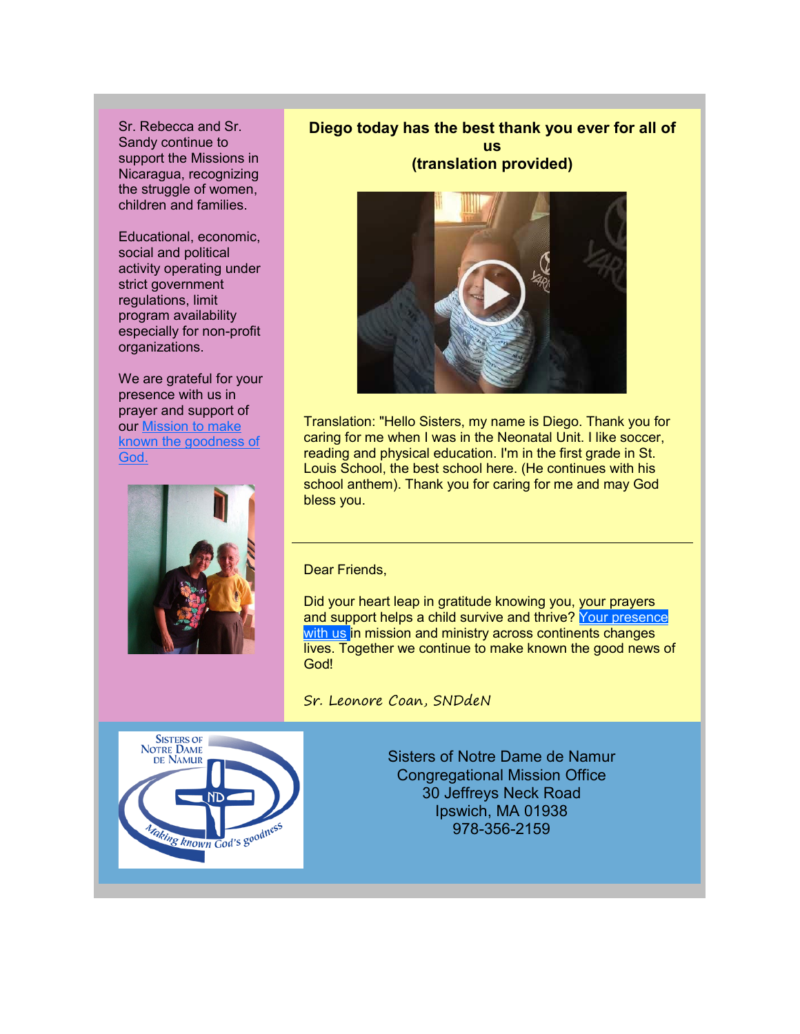Sr. Rebecca and Sr. Sandy continue to support the Missions in Nicaragua, recognizing the struggle of women, children and families.

Educational, economic, social and political activity operating under strict government regulations, limit program availability especially for non-profit organizations.

We are grateful for your presence with us in prayer and support of our Mission to make known the goodness of God.

**Diego today has the best thank you ever for all of us (translation provided)**

Translation: "Hello Sisters, my name is Diego. Thank you for caring for me when I was in the Neonatal Unit. I like soccer, reading and physical education. I'm in the first grade in St. Louis School, the best school here. (He continues with his school anthem). Thank you for caring for me and may God bless you.

---

Dear Friends,

Did your heart leap in gratitude knowing you, your prayers and support helps a child survive and thrive? Your presence with us in mission and ministry across continents changes lives. Together we continue to make known the good news of God!

*Sr. Leonore Coan, SNDdeN*

Sisters of Notre Dame de Namur
Congregational Mission Office
30 Jeffreys Neck Road
Ipswich, MA 01938
978-356-2159